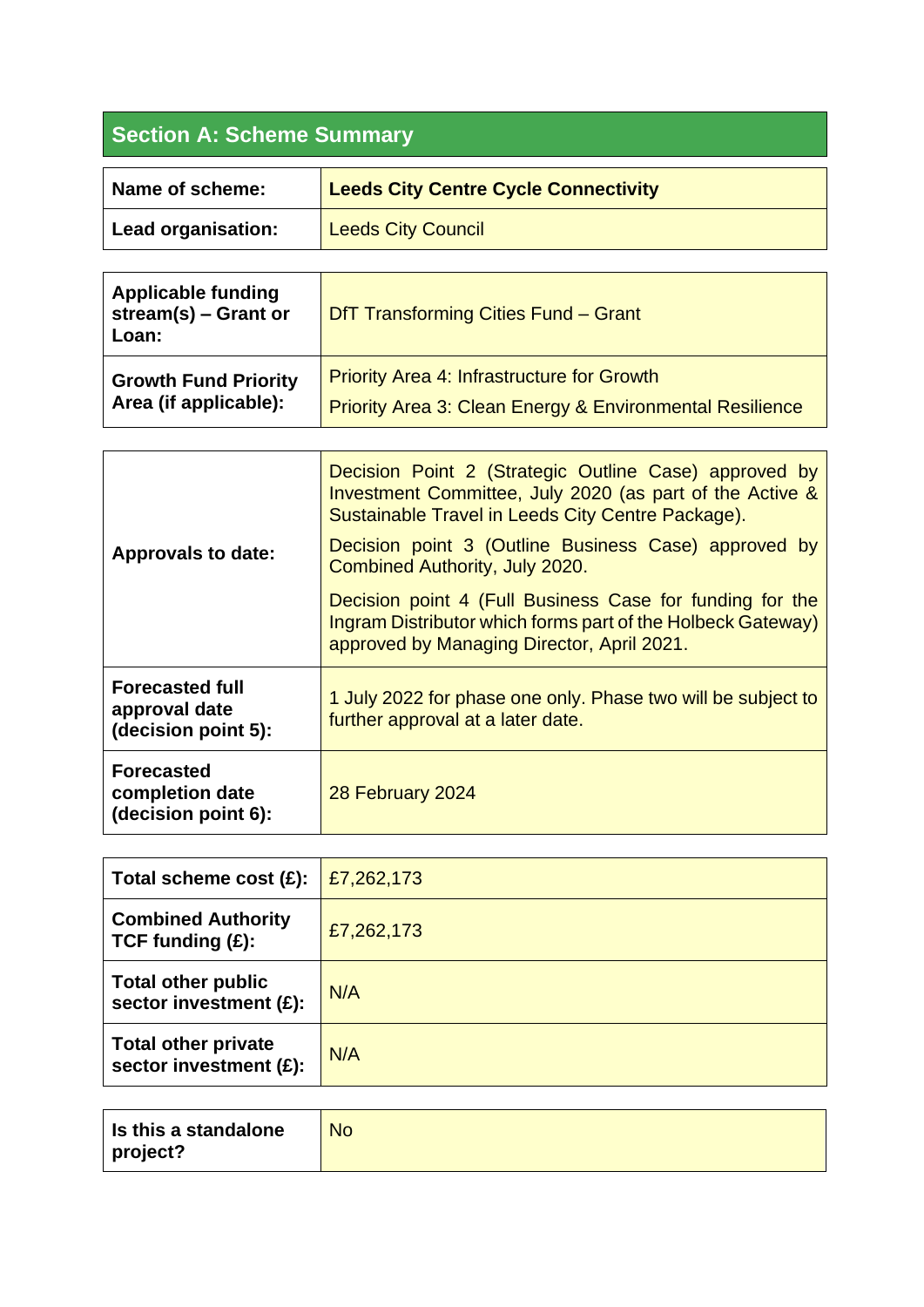## Section A: Scheme Summary

| | |
|---|---|
| **Name of scheme:** | **Leeds City Centre Cycle Connectivity** |
| **Lead organisation:** | Leeds City Council |

| | |
|---|---|
| **Applicable funding stream(s) – Grant or Loan:** | DfT Transforming Cities Fund – Grant |
| **Growth Fund Priority Area (if applicable):** | Priority Area 4: Infrastructure for Growth<br>Priority Area 3: Clean Energy & Environmental Resilience |

| | |
|---|---|
| **Approvals to date:** | Decision Point 2 (Strategic Outline Case) approved by Investment Committee, July 2020 (as part of the Active & Sustainable Travel in Leeds City Centre Package).<br>Decision point 3 (Outline Business Case) approved by Combined Authority, July 2020.<br>Decision point 4 (Full Business Case for funding for the Ingram Distributor which forms part of the Holbeck Gateway) approved by Managing Director, April 2021. |
| **Forecasted full approval date (decision point 5):** | 1 July 2022 for phase one only. Phase two will be subject to further approval at a later date. |
| **Forecasted completion date (decision point 6):** | 28 February 2024 |

| | |
|---|---|
| **Total scheme cost (£):** | £7,262,173 |
| **Combined Authority TCF funding (£):** | £7,262,173 |
| **Total other public sector investment (£):** | N/A |
| **Total other private sector investment (£):** | N/A |

| | |
|---|---|
| **Is this a standalone project?** | No |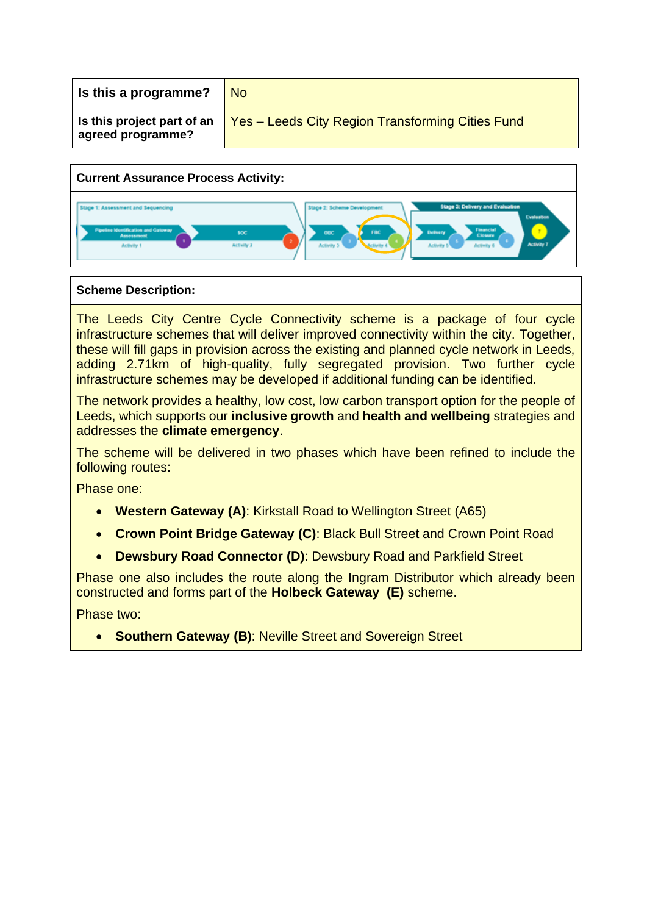| Is this a programme? | No |
|---|---|
| Is this project part of an agreed programme? | Yes – Leeds City Region Transforming Cities Fund |

**Current Assurance Process Activity:**

Stage 1: Assessment and Sequencing — Pipeline Identification and Gateway Assessment (Activity 1), SOC (Activity 2)

Stage 2: Scheme Development — OBC (Activity 3), FBC (Activity 4)

Stage 3: Delivery and Evaluation — Delivery (Activity 5), Financial Closure (Activity 6), Evaluation (Activity 7)

**Scheme Description:**

The Leeds City Centre Cycle Connectivity scheme is a package of four cycle infrastructure schemes that will deliver improved connectivity within the city. Together, these will fill gaps in provision across the existing and planned cycle network in Leeds, adding 2.71km of high-quality, fully segregated provision. Two further cycle infrastructure schemes may be developed if additional funding can be identified.

The network provides a healthy, low cost, low carbon transport option for the people of Leeds, which supports our **inclusive growth** and **health and wellbeing** strategies and addresses the **climate emergency**.

The scheme will be delivered in two phases which have been refined to include the following routes:

Phase one:

- **Western Gateway (A)**: Kirkstall Road to Wellington Street (A65)
- **Crown Point Bridge Gateway (C)**: Black Bull Street and Crown Point Road
- **Dewsbury Road Connector (D)**: Dewsbury Road and Parkfield Street

Phase one also includes the route along the Ingram Distributor which already been constructed and forms part of the **Holbeck Gateway (E)** scheme.

Phase two:

- **Southern Gateway (B)**: Neville Street and Sovereign Street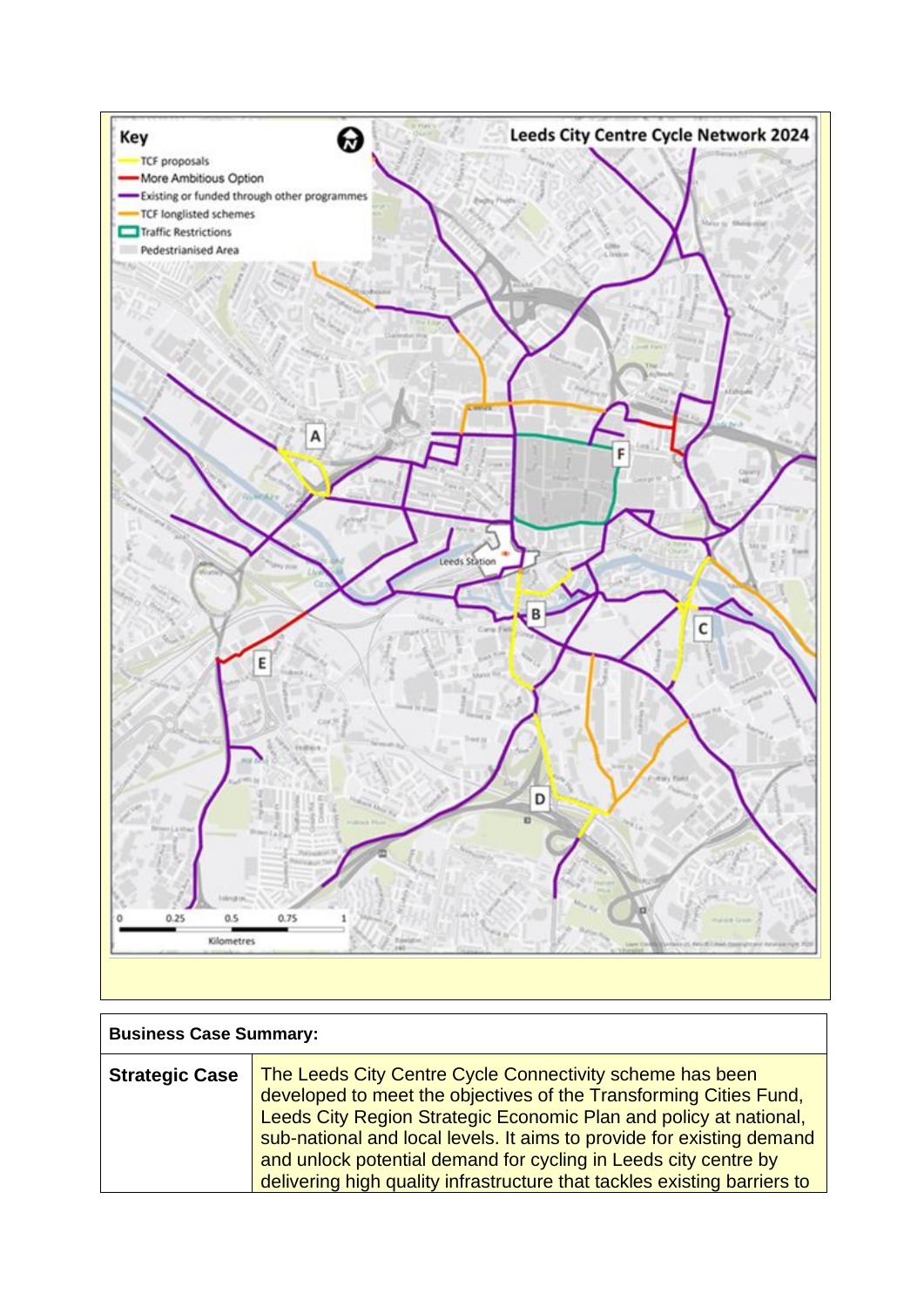**Leeds City Centre Cycle Network 2024**

**Key**

- TCF proposals
- More Ambitious Option
- Existing or funded through other programmes
- TCF longlisted schemes
- Traffic Restrictions
- Pedestrianised Area

| **Business Case Summary:** | |
|---|---|
| **Strategic Case** | The Leeds City Centre Cycle Connectivity scheme has been developed to meet the objectives of the Transforming Cities Fund, Leeds City Region Strategic Economic Plan and policy at national, sub-national and local levels. It aims to provide for existing demand and unlock potential demand for cycling in Leeds city centre by delivering high quality infrastructure that tackles existing barriers to |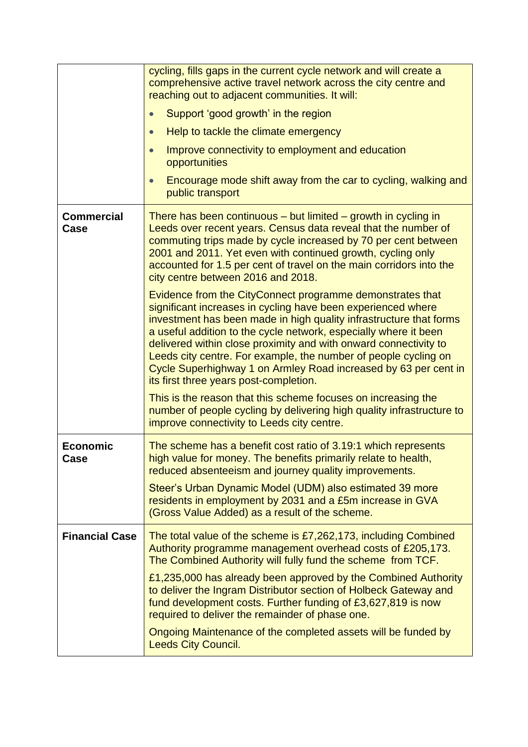| | |
|---|---|
| | cycling, fills gaps in the current cycle network and will create a comprehensive active travel network across the city centre and reaching out to adjacent communities. It will:<br>• Support 'good growth' in the region<br>• Help to tackle the climate emergency<br>• Improve connectivity to employment and education opportunities<br>• Encourage mode shift away from the car to cycling, walking and public transport |
| **Commercial Case** | There has been continuous – but limited – growth in cycling in Leeds over recent years. Census data reveal that the number of commuting trips made by cycle increased by 70 per cent between 2001 and 2011. Yet even with continued growth, cycling only accounted for 1.5 per cent of travel on the main corridors into the city centre between 2016 and 2018.<br><br>Evidence from the CityConnect programme demonstrates that significant increases in cycling have been experienced where investment has been made in high quality infrastructure that forms a useful addition to the cycle network, especially where it been delivered within close proximity and with onward connectivity to Leeds city centre. For example, the number of people cycling on Cycle Superhighway 1 on Armley Road increased by 63 per cent in its first three years post-completion.<br><br>This is the reason that this scheme focuses on increasing the number of people cycling by delivering high quality infrastructure to improve connectivity to Leeds city centre. |
| **Economic Case** | The scheme has a benefit cost ratio of 3.19:1 which represents high value for money. The benefits primarily relate to health, reduced absenteeism and journey quality improvements.<br><br>Steer's Urban Dynamic Model (UDM) also estimated 39 more residents in employment by 2031 and a £5m increase in GVA (Gross Value Added) as a result of the scheme. |
| **Financial Case** | The total value of the scheme is £7,262,173, including Combined Authority programme management overhead costs of £205,173. The Combined Authority will fully fund the scheme from TCF.<br><br>£1,235,000 has already been approved by the Combined Authority to deliver the Ingram Distributor section of Holbeck Gateway and fund development costs. Further funding of £3,627,819 is now required to deliver the remainder of phase one.<br><br>Ongoing Maintenance of the completed assets will be funded by Leeds City Council. |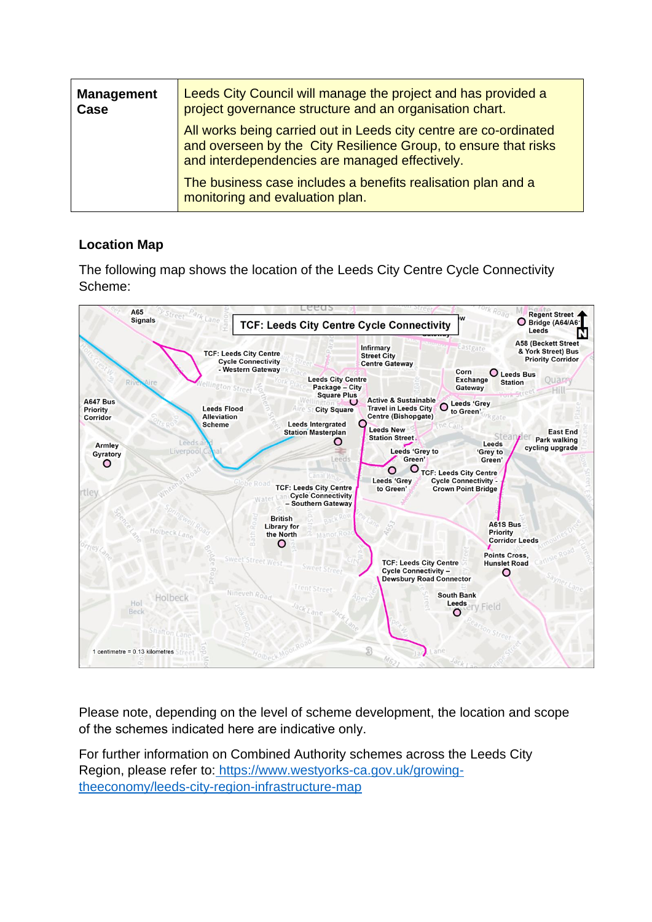| | |
|---|---|
| **Management Case** | Leeds City Council will manage the project and has provided a project governance structure and an organisation chart.<br><br>All works being carried out in Leeds city centre are co-ordinated and overseen by the City Resilience Group, to ensure that risks and interdependencies are managed effectively.<br><br>The business case includes a benefits realisation plan and a monitoring and evaluation plan. |

**Location Map**

The following map shows the location of the Leeds City Centre Cycle Connectivity Scheme:

TCF: Leeds City Centre Cycle Connectivity

A65 Signals
TCF: Leeds City Centre Cycle Connectivity - Western Gateway
Infirmary Street City Centre Gateway
Regent Street Bridge (A64/A61) Leeds
A58 (Beckett Street & York Street) Bus Priority Corridor
Leeds City Centre Package – City Square Plus
Corn Exchange Gateway
Leeds Bus Station
A647 Bus Priority Corridor
Leeds Flood Alleviation Scheme
City Square
Active & Sustainable Travel in Leeds City Centre (Bishopgate)
Leeds 'Grey to Green'
Leeds Intergrated Station Masterplan
Leeds New Station Street
East End Park walking cycling upgrade
Armley Gyratory
Leeds 'Grey to Green'
Leeds 'Grey to Green'
TCF: Leeds City Centre Cycle Connectivity - Crown Point Bridge
Leeds 'Grey to Green'
TCF: Leeds City Centre Cycle Connectivity – Southern Gateway
British Library for the North
A61S Bus Priority Corridor Leeds
Points Cross, Hunslet Road
TCF: Leeds City Centre Cycle Connectivity – Dewsbury Road Connector
South Bank Leeds
1 centimetre = 0.13 kilometres

Please note, depending on the level of scheme development, the location and scope of the schemes indicated here are indicative only.

For further information on Combined Authority schemes across the Leeds City Region, please refer to: [https://www.westyorks-ca.gov.uk/growing-theeconomy/leeds-city-region-infrastructure-map](https://www.westyorks-ca.gov.uk/growing-theeconomy/leeds-city-region-infrastructure-map)